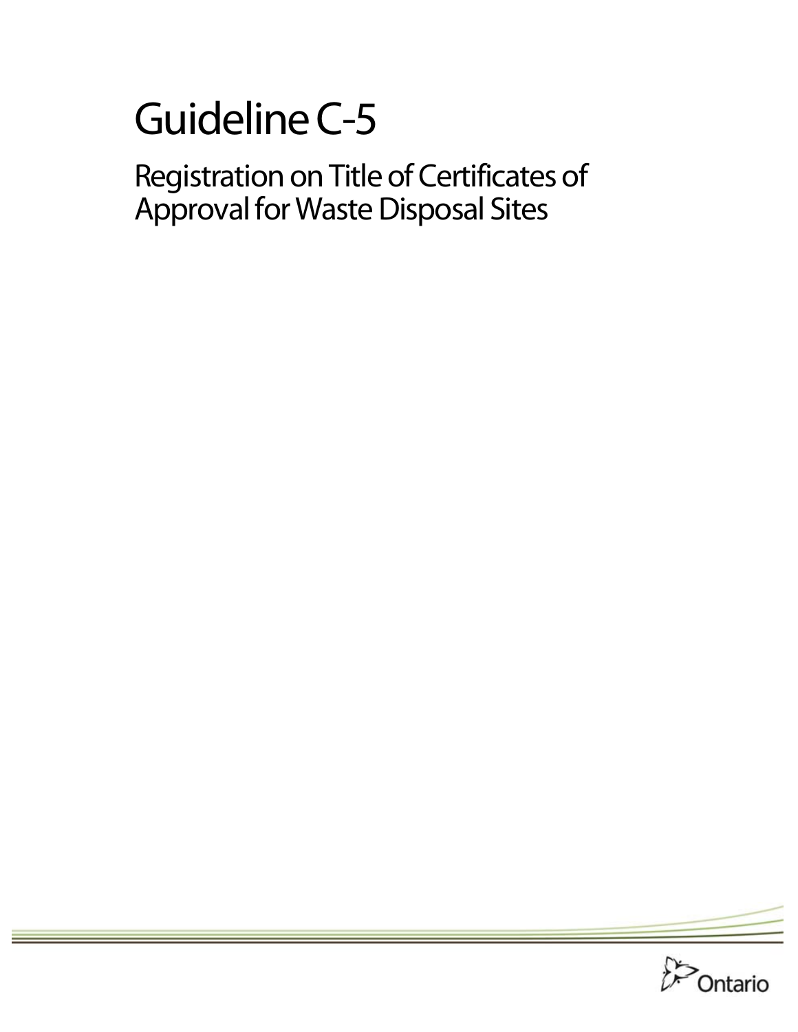# Guideline C-5

## Registration on Title of Certificates of Approval for Waste Disposal Sites

Ontario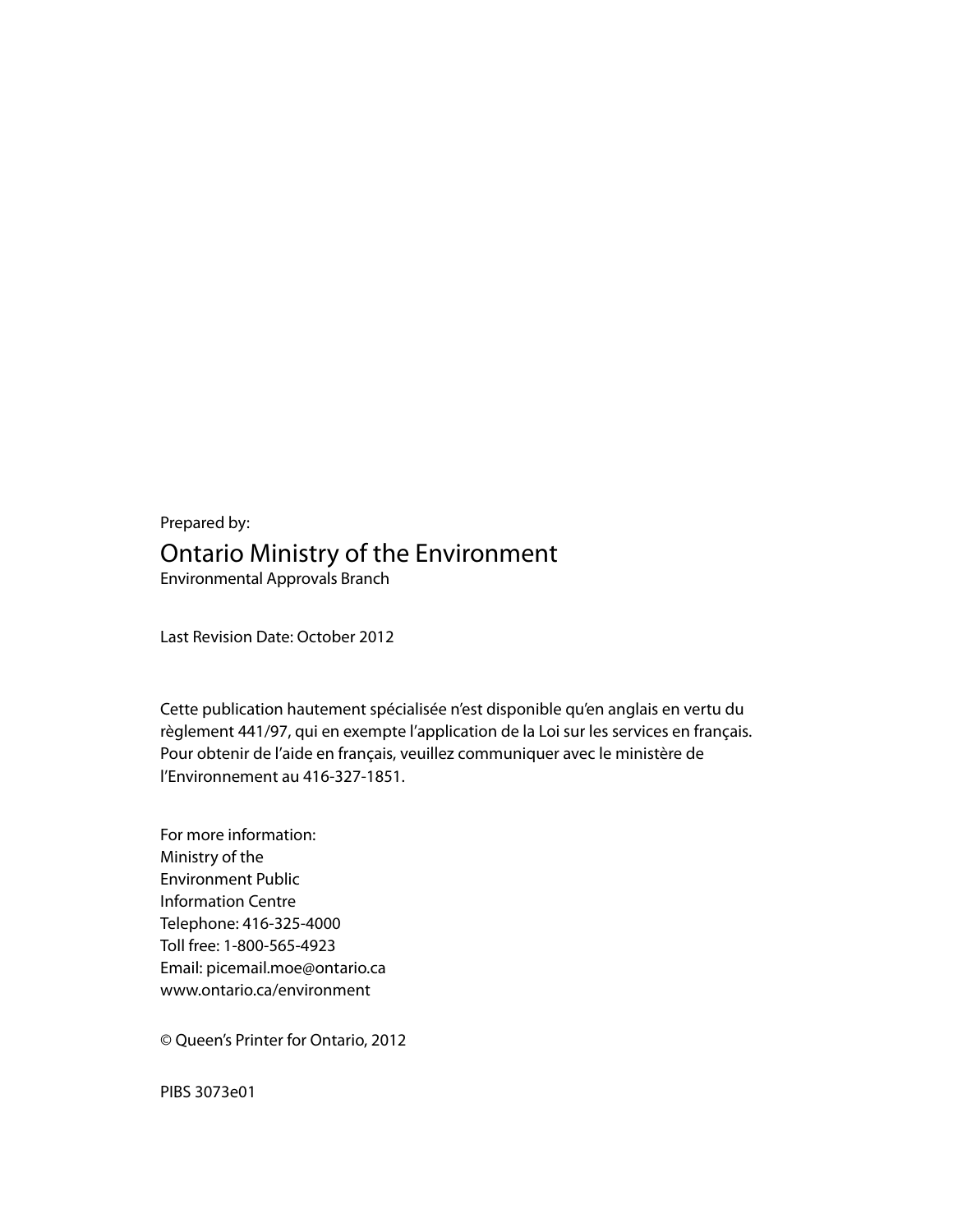Prepared by:

## Ontario Ministry of the Environment

Environmental Approvals Branch

Last Revision Date: October 2012

Cette publication hautement spécialisée n'est disponible qu'en anglais en vertu du règlement 441/97, qui en exempte l'application de la Loi sur les services en français. Pour obtenir de l'aide en français, veuillez communiquer avec le ministère de l'Environnement au 416-327-1851.

For more information:
Ministry of the
Environment Public
Information Centre
Telephone: 416-325-4000
Toll free: 1-800-565-4923
Email: picemail.moe@ontario.ca
www.ontario.ca/environment

© Queen's Printer for Ontario, 2012

PIBS 3073e01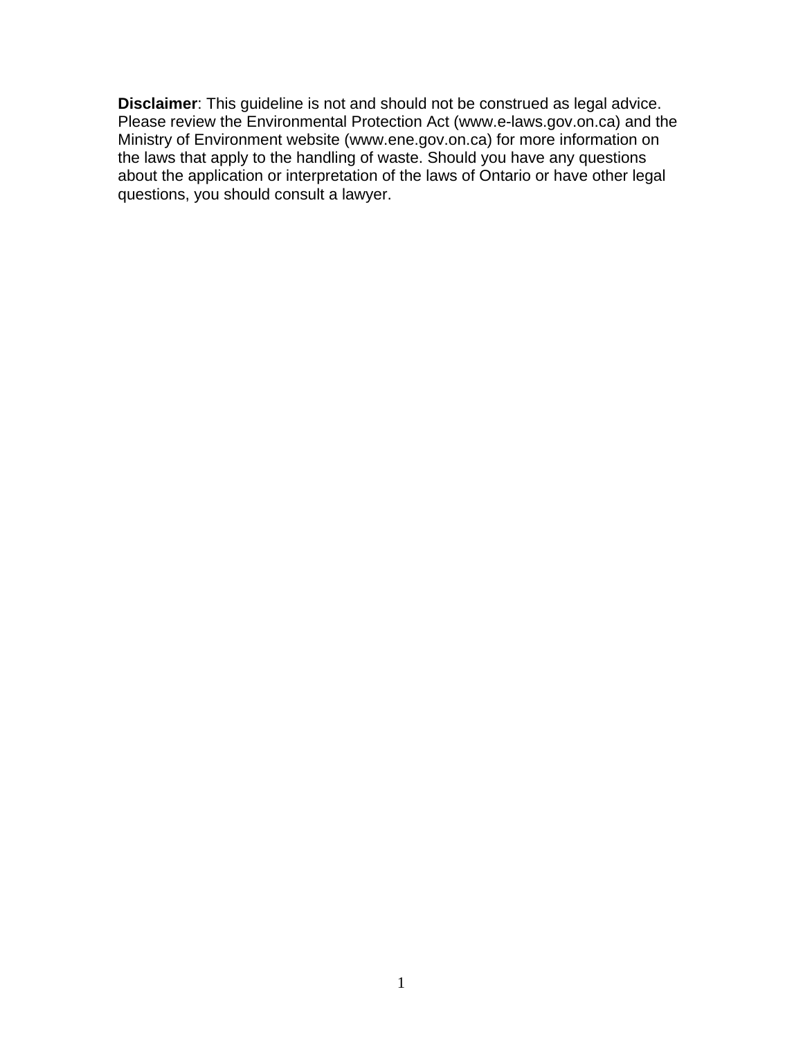**Disclaimer**: This guideline is not and should not be construed as legal advice. Please review the Environmental Protection Act (www.e-laws.gov.on.ca) and the Ministry of Environment website (www.ene.gov.on.ca) for more information on the laws that apply to the handling of waste. Should you have any questions about the application or interpretation of the laws of Ontario or have other legal questions, you should consult a lawyer.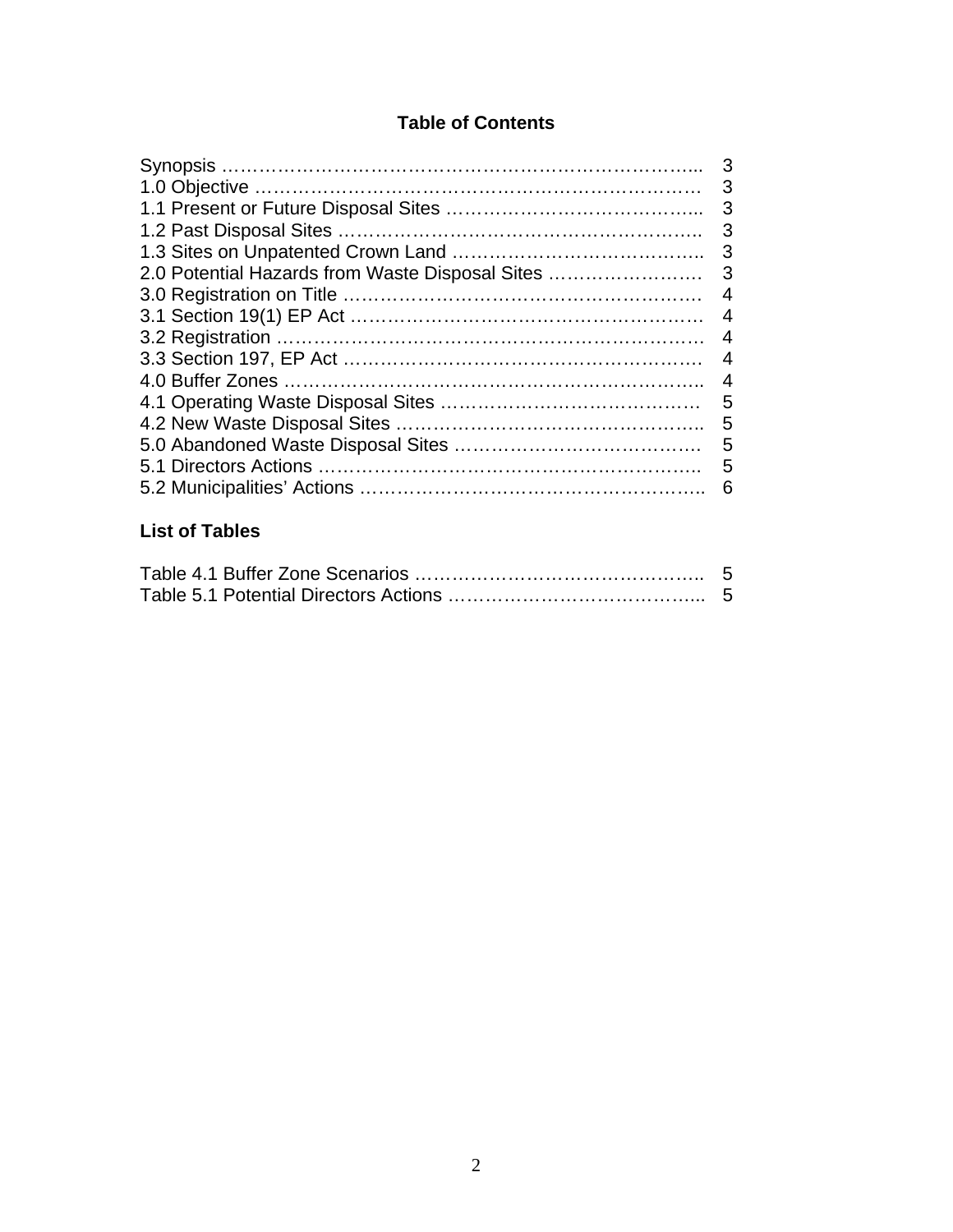## Table of Contents

| | |
|---|---|
| Synopsis | 3 |
| 1.0 Objective | 3 |
| 1.1 Present or Future Disposal Sites | 3 |
| 1.2 Past Disposal Sites | 3 |
| 1.3 Sites on Unpatented Crown Land | 3 |
| 2.0 Potential Hazards from Waste Disposal Sites | 3 |
| 3.0 Registration on Title | 4 |
| 3.1 Section 19(1) EP Act | 4 |
| 3.2 Registration | 4 |
| 3.3 Section 197, EP Act | 4 |
| 4.0 Buffer Zones | 4 |
| 4.1 Operating Waste Disposal Sites | 5 |
| 4.2 New Waste Disposal Sites | 5 |
| 5.0 Abandoned Waste Disposal Sites | 5 |
| 5.1 Directors Actions | 5 |
| 5.2 Municipalities' Actions | 6 |

## List of Tables

| | |
|---|---|
| Table 4.1 Buffer Zone Scenarios | 5 |
| Table 5.1 Potential Directors Actions | 5 |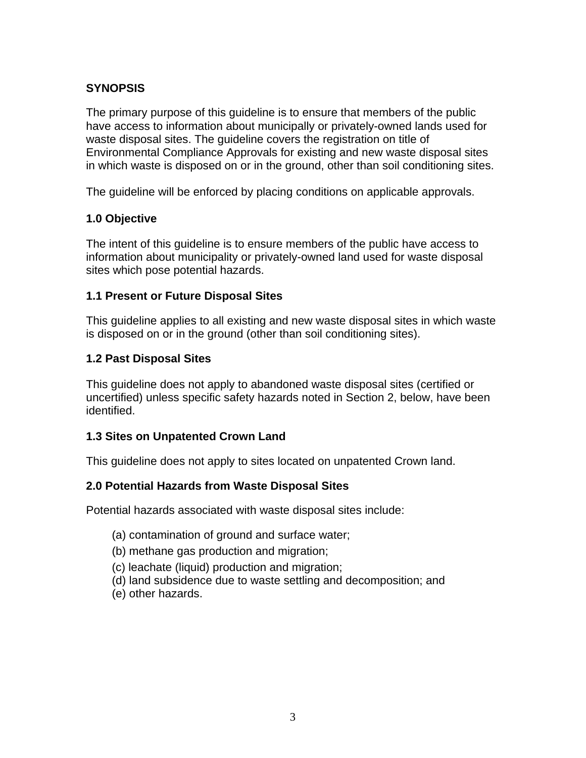## SYNOPSIS

The primary purpose of this guideline is to ensure that members of the public have access to information about municipally or privately-owned lands used for waste disposal sites. The guideline covers the registration on title of Environmental Compliance Approvals for existing and new waste disposal sites in which waste is disposed on or in the ground, other than soil conditioning sites.

The guideline will be enforced by placing conditions on applicable approvals.

## 1.0 Objective

The intent of this guideline is to ensure members of the public have access to information about municipality or privately-owned land used for waste disposal sites which pose potential hazards.

### 1.1 Present or Future Disposal Sites

This guideline applies to all existing and new waste disposal sites in which waste is disposed on or in the ground (other than soil conditioning sites).

### 1.2 Past Disposal Sites

This guideline does not apply to abandoned waste disposal sites (certified or uncertified) unless specific safety hazards noted in Section 2, below, have been identified.

### 1.3 Sites on Unpatented Crown Land

This guideline does not apply to sites located on unpatented Crown land.

## 2.0 Potential Hazards from Waste Disposal Sites

Potential hazards associated with waste disposal sites include:

(a) contamination of ground and surface water;
(b) methane gas production and migration;
(c) leachate (liquid) production and migration;
(d) land subsidence due to waste settling and decomposition; and
(e) other hazards.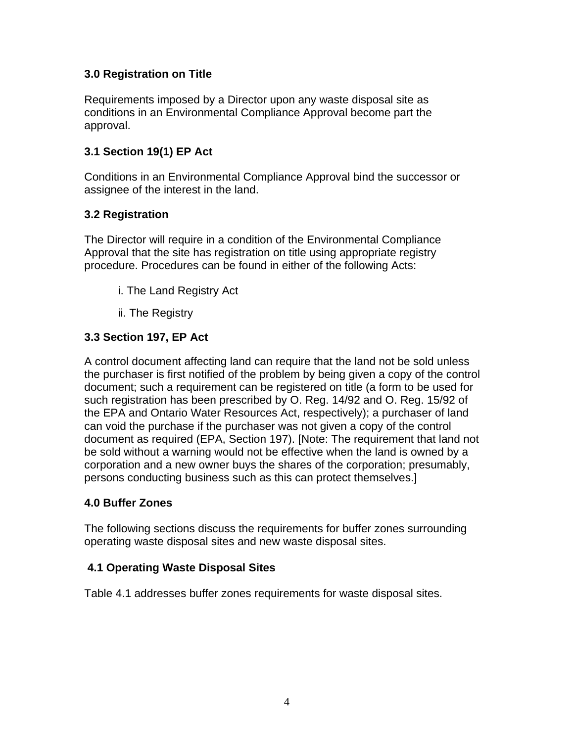## 3.0 Registration on Title

Requirements imposed by a Director upon any waste disposal site as conditions in an Environmental Compliance Approval become part the approval.

### 3.1 Section 19(1) EP Act

Conditions in an Environmental Compliance Approval bind the successor or assignee of the interest in the land.

### 3.2 Registration

The Director will require in a condition of the Environmental Compliance Approval that the site has registration on title using appropriate registry procedure. Procedures can be found in either of the following Acts:

i. The Land Registry Act

ii. The Registry

### 3.3 Section 197, EP Act

A control document affecting land can require that the land not be sold unless the purchaser is first notified of the problem by being given a copy of the control document; such a requirement can be registered on title (a form to be used for such registration has been prescribed by O. Reg. 14/92 and O. Reg. 15/92 of the EPA and Ontario Water Resources Act, respectively); a purchaser of land can void the purchase if the purchaser was not given a copy of the control document as required (EPA, Section 197). [Note: The requirement that land not be sold without a warning would not be effective when the land is owned by a corporation and a new owner buys the shares of the corporation; presumably, persons conducting business such as this can protect themselves.]

## 4.0 Buffer Zones

The following sections discuss the requirements for buffer zones surrounding operating waste disposal sites and new waste disposal sites.

### 4.1 Operating Waste Disposal Sites

Table 4.1 addresses buffer zones requirements for waste disposal sites.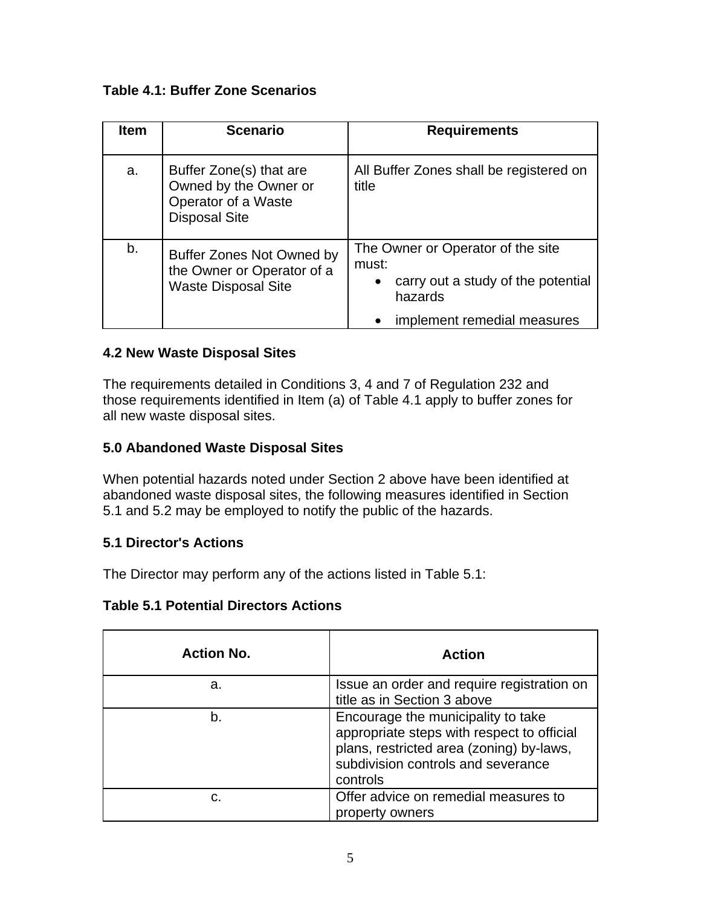**Table 4.1: Buffer Zone Scenarios**

| Item | Scenario | Requirements |
| --- | --- | --- |
| a. | Buffer Zone(s) that are Owned by the Owner or Operator of a Waste Disposal Site | All Buffer Zones shall be registered on title |
| b. | Buffer Zones Not Owned by the Owner or Operator of a Waste Disposal Site | The Owner or Operator of the site must: <br>• carry out a study of the potential hazards <br>• implement remedial measures |

### 4.2 New Waste Disposal Sites

The requirements detailed in Conditions 3, 4 and 7 of Regulation 232 and those requirements identified in Item (a) of Table 4.1 apply to buffer zones for all new waste disposal sites.

## 5.0 Abandoned Waste Disposal Sites

When potential hazards noted under Section 2 above have been identified at abandoned waste disposal sites, the following measures identified in Section 5.1 and 5.2 may be employed to notify the public of the hazards.

### 5.1 Director's Actions

The Director may perform any of the actions listed in Table 5.1:

**Table 5.1 Potential Directors Actions**

| Action No. | Action |
| --- | --- |
| a. | Issue an order and require registration on title as in Section 3 above |
| b. | Encourage the municipality to take appropriate steps with respect to official plans, restricted area (zoning) by-laws, subdivision controls and severance controls |
| c. | Offer advice on remedial measures to property owners |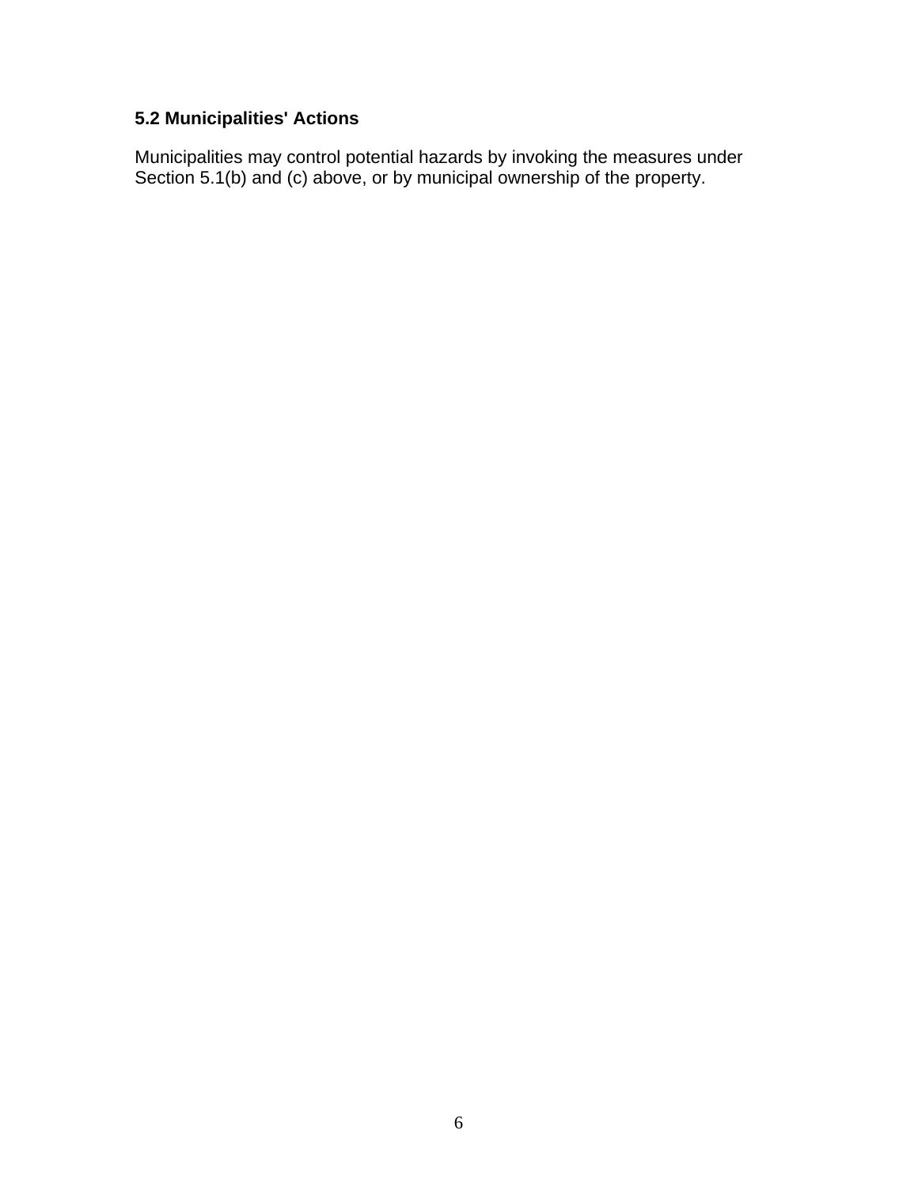### 5.2 Municipalities' Actions

Municipalities may control potential hazards by invoking the measures under Section 5.1(b) and (c) above, or by municipal ownership of the property.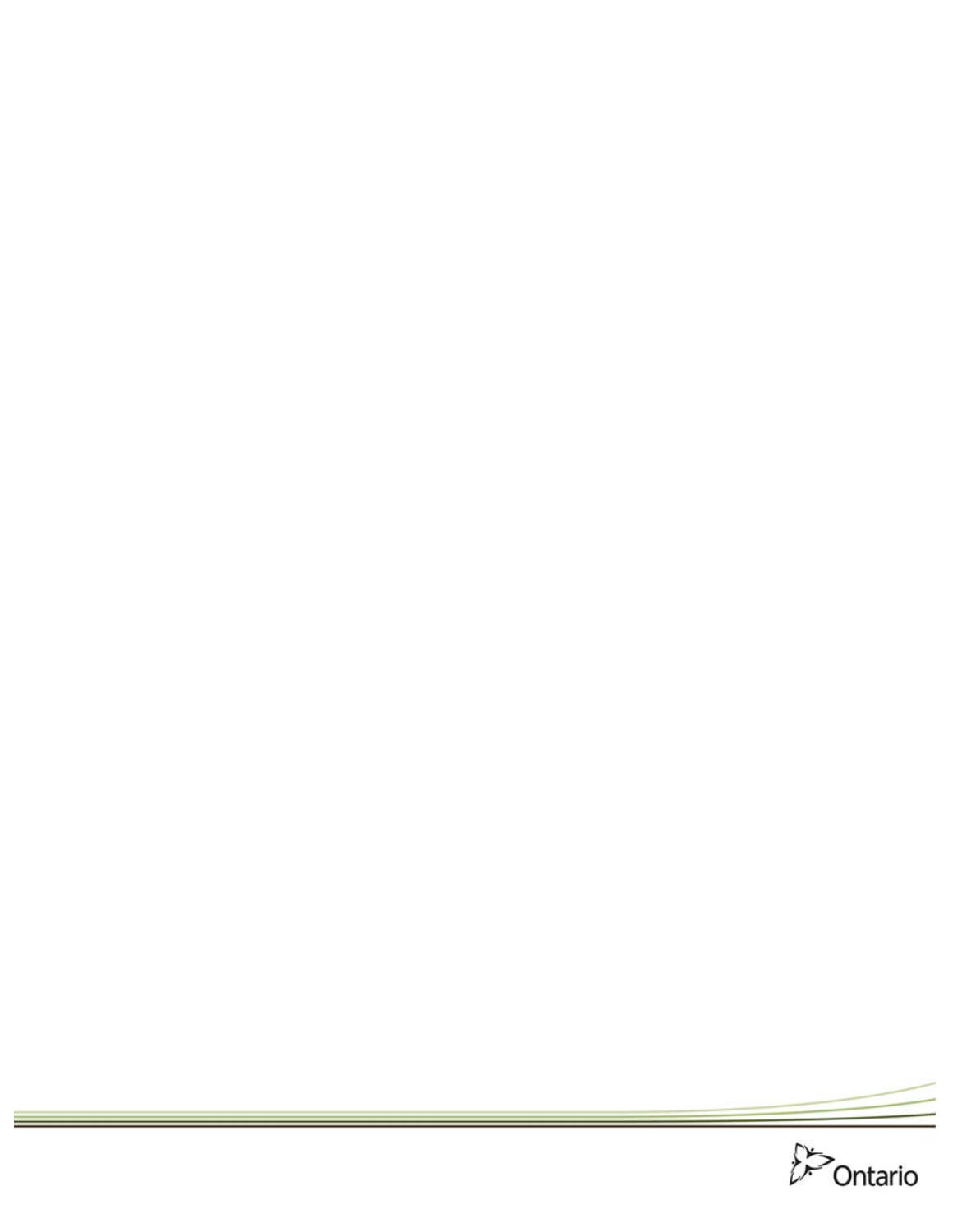Ontario